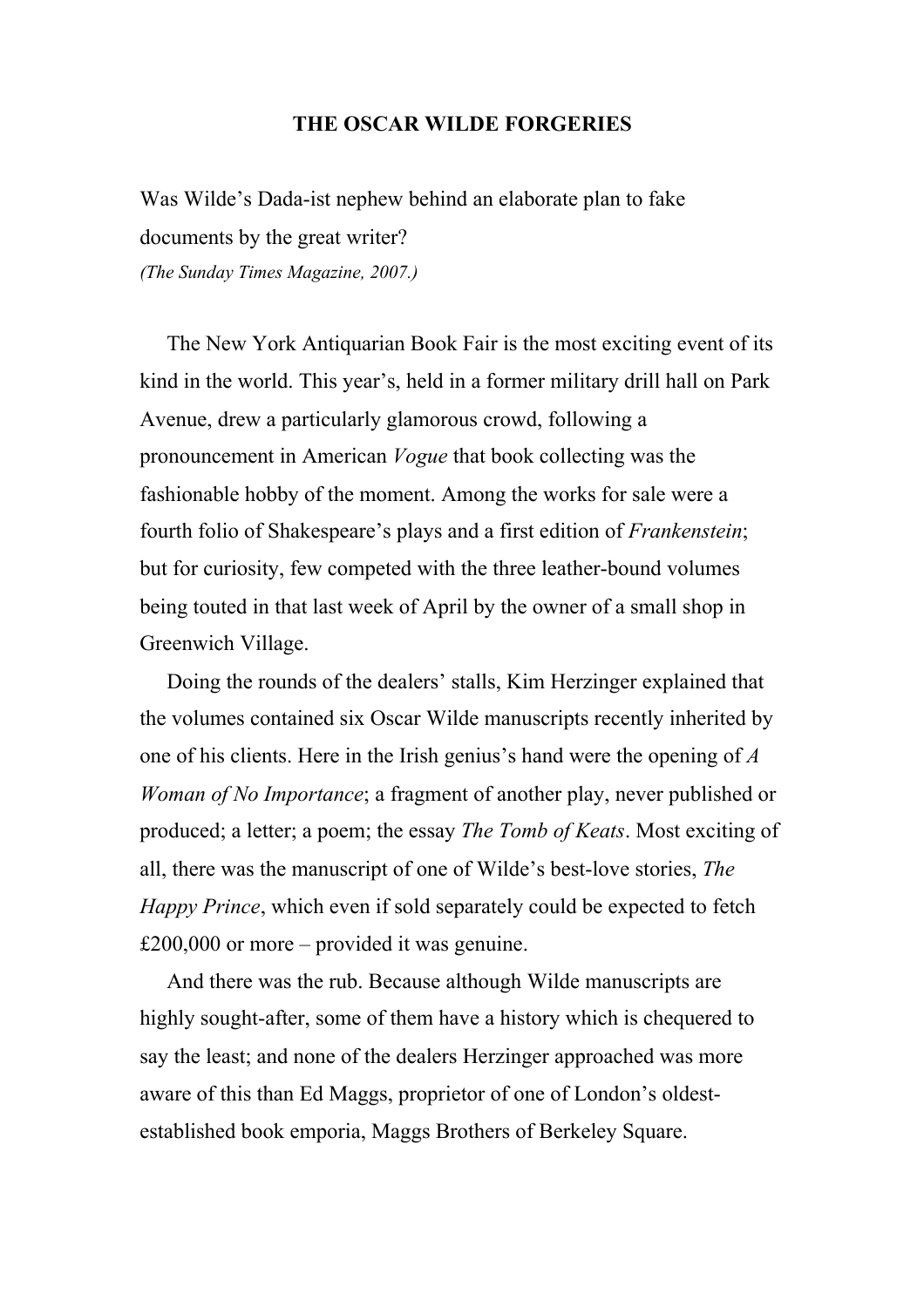# THE OSCAR WILDE FORGERIES

Was Wilde's Dada-ist nephew behind an elaborate plan to fake documents by the great writer?

*(The Sunday Times Magazine, 2007.)*

The New York Antiquarian Book Fair is the most exciting event of its kind in the world. This year's, held in a former military drill hall on Park Avenue, drew a particularly glamorous crowd, following a pronouncement in American *Vogue* that book collecting was the fashionable hobby of the moment. Among the works for sale were a fourth folio of Shakespeare's plays and a first edition of *Frankenstein*; but for curiosity, few competed with the three leather-bound volumes being touted in that last week of April by the owner of a small shop in Greenwich Village.

Doing the rounds of the dealers' stalls, Kim Herzinger explained that the volumes contained six Oscar Wilde manuscripts recently inherited by one of his clients. Here in the Irish genius's hand were the opening of *A Woman of No Importance*; a fragment of another play, never published or produced; a letter; a poem; the essay *The Tomb of Keats*. Most exciting of all, there was the manuscript of one of Wilde's best-love stories, *The Happy Prince*, which even if sold separately could be expected to fetch £200,000 or more – provided it was genuine.

And there was the rub. Because although Wilde manuscripts are highly sought-after, some of them have a history which is chequered to say the least; and none of the dealers Herzinger approached was more aware of this than Ed Maggs, proprietor of one of London's oldest-established book emporia, Maggs Brothers of Berkeley Square.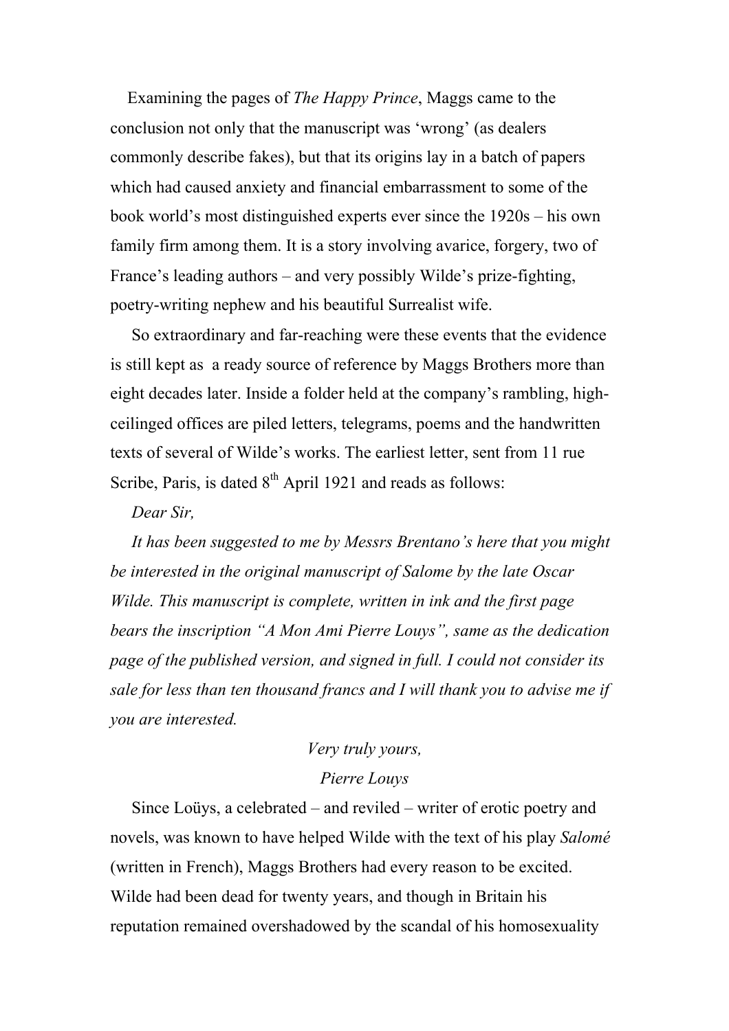Examining the pages of *The Happy Prince*, Maggs came to the conclusion not only that the manuscript was 'wrong' (as dealers commonly describe fakes), but that its origins lay in a batch of papers which had caused anxiety and financial embarrassment to some of the book world's most distinguished experts ever since the 1920s – his own family firm among them. It is a story involving avarice, forgery, two of France's leading authors – and very possibly Wilde's prize-fighting, poetry-writing nephew and his beautiful Surrealist wife.

So extraordinary and far-reaching were these events that the evidence is still kept as a ready source of reference by Maggs Brothers more than eight decades later. Inside a folder held at the company's rambling, high-ceilinged offices are piled letters, telegrams, poems and the handwritten texts of several of Wilde's works. The earliest letter, sent from 11 rue Scribe, Paris, is dated 8th April 1921 and reads as follows:

*Dear Sir,*

*It has been suggested to me by Messrs Brentano's here that you might be interested in the original manuscript of Salome by the late Oscar Wilde. This manuscript is complete, written in ink and the first page bears the inscription "A Mon Ami Pierre Louys", same as the dedication page of the published version, and signed in full. I could not consider its sale for less than ten thousand francs and I will thank you to advise me if you are interested.*

*Very truly yours,*

*Pierre Louys*

Since Loüys, a celebrated – and reviled – writer of erotic poetry and novels, was known to have helped Wilde with the text of his play *Salomé* (written in French), Maggs Brothers had every reason to be excited. Wilde had been dead for twenty years, and though in Britain his reputation remained overshadowed by the scandal of his homosexuality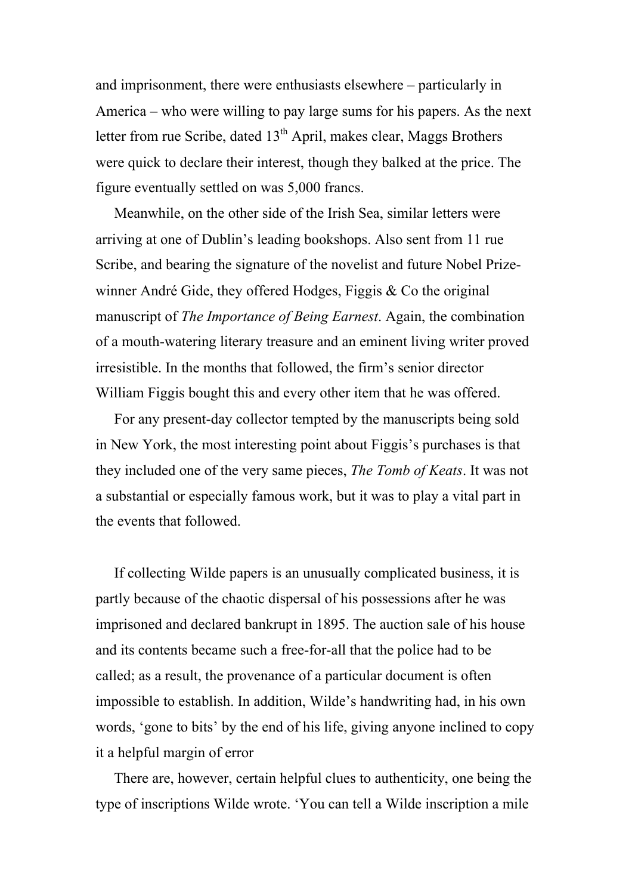and imprisonment, there were enthusiasts elsewhere – particularly in America – who were willing to pay large sums for his papers. As the next letter from rue Scribe, dated 13th April, makes clear, Maggs Brothers were quick to declare their interest, though they balked at the price. The figure eventually settled on was 5,000 francs.

Meanwhile, on the other side of the Irish Sea, similar letters were arriving at one of Dublin's leading bookshops. Also sent from 11 rue Scribe, and bearing the signature of the novelist and future Nobel Prize-winner André Gide, they offered Hodges, Figgis & Co the original manuscript of *The Importance of Being Earnest*. Again, the combination of a mouth-watering literary treasure and an eminent living writer proved irresistible. In the months that followed, the firm's senior director William Figgis bought this and every other item that he was offered.

For any present-day collector tempted by the manuscripts being sold in New York, the most interesting point about Figgis's purchases is that they included one of the very same pieces, *The Tomb of Keats*. It was not a substantial or especially famous work, but it was to play a vital part in the events that followed.

If collecting Wilde papers is an unusually complicated business, it is partly because of the chaotic dispersal of his possessions after he was imprisoned and declared bankrupt in 1895. The auction sale of his house and its contents became such a free-for-all that the police had to be called; as a result, the provenance of a particular document is often impossible to establish. In addition, Wilde's handwriting had, in his own words, 'gone to bits' by the end of his life, giving anyone inclined to copy it a helpful margin of error

There are, however, certain helpful clues to authenticity, one being the type of inscriptions Wilde wrote. 'You can tell a Wilde inscription a mile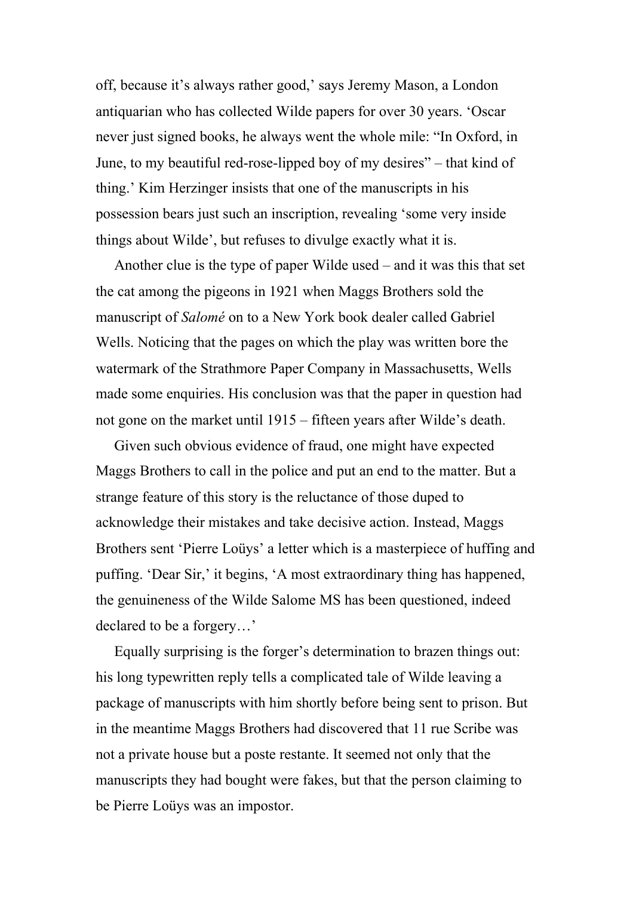off, because it's always rather good,' says Jeremy Mason, a London antiquarian who has collected Wilde papers for over 30 years. 'Oscar never just signed books, he always went the whole mile: "In Oxford, in June, to my beautiful red-rose-lipped boy of my desires" – that kind of thing.' Kim Herzinger insists that one of the manuscripts in his possession bears just such an inscription, revealing 'some very inside things about Wilde', but refuses to divulge exactly what it is.

Another clue is the type of paper Wilde used – and it was this that set the cat among the pigeons in 1921 when Maggs Brothers sold the manuscript of *Salomé* on to a New York book dealer called Gabriel Wells. Noticing that the pages on which the play was written bore the watermark of the Strathmore Paper Company in Massachusetts, Wells made some enquiries. His conclusion was that the paper in question had not gone on the market until 1915 – fifteen years after Wilde's death.

Given such obvious evidence of fraud, one might have expected Maggs Brothers to call in the police and put an end to the matter. But a strange feature of this story is the reluctance of those duped to acknowledge their mistakes and take decisive action. Instead, Maggs Brothers sent 'Pierre Loüys' a letter which is a masterpiece of huffing and puffing. 'Dear Sir,' it begins, 'A most extraordinary thing has happened, the genuineness of the Wilde Salome MS has been questioned, indeed declared to be a forgery…'

Equally surprising is the forger's determination to brazen things out: his long typewritten reply tells a complicated tale of Wilde leaving a package of manuscripts with him shortly before being sent to prison. But in the meantime Maggs Brothers had discovered that 11 rue Scribe was not a private house but a poste restante. It seemed not only that the manuscripts they had bought were fakes, but that the person claiming to be Pierre Loüys was an impostor.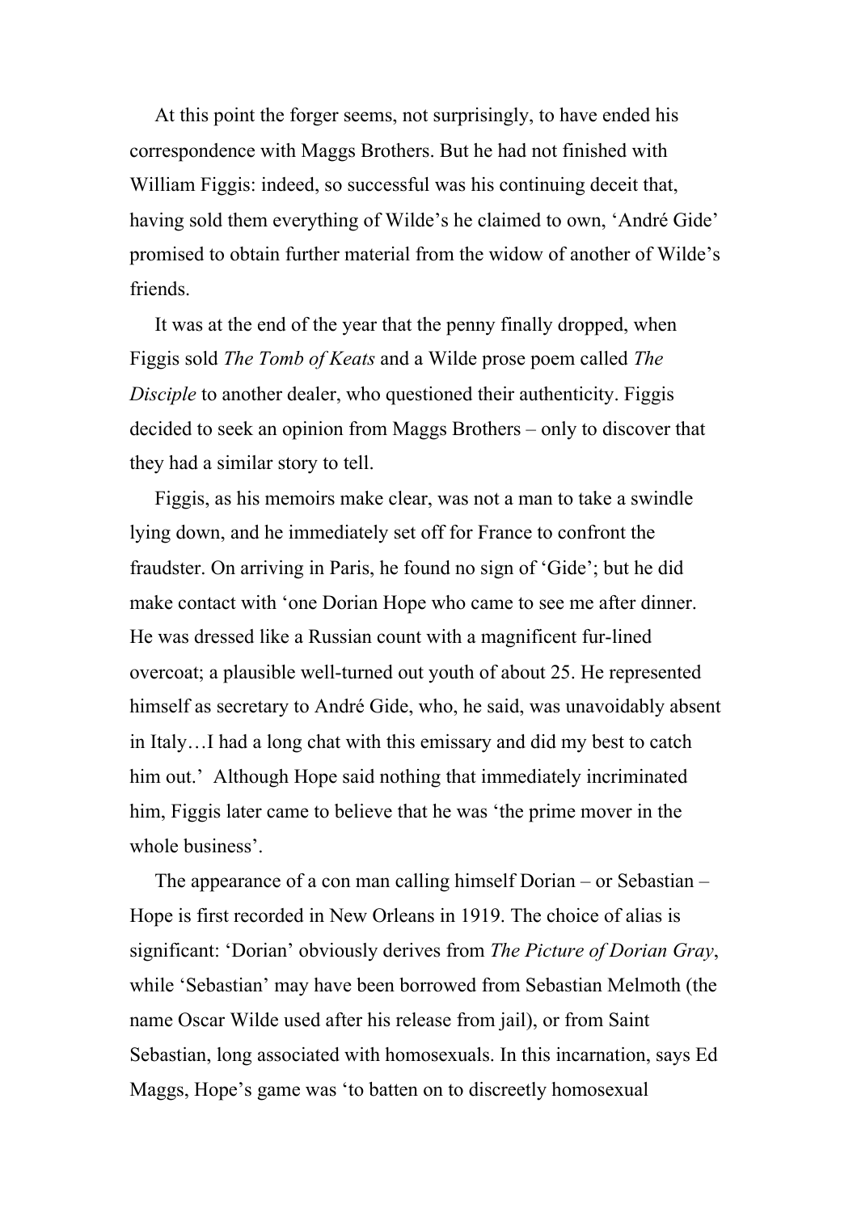At this point the forger seems, not surprisingly, to have ended his correspondence with Maggs Brothers. But he had not finished with William Figgis: indeed, so successful was his continuing deceit that, having sold them everything of Wilde's he claimed to own, 'André Gide' promised to obtain further material from the widow of another of Wilde's friends.

It was at the end of the year that the penny finally dropped, when Figgis sold *The Tomb of Keats* and a Wilde prose poem called *The Disciple* to another dealer, who questioned their authenticity. Figgis decided to seek an opinion from Maggs Brothers – only to discover that they had a similar story to tell.

Figgis, as his memoirs make clear, was not a man to take a swindle lying down, and he immediately set off for France to confront the fraudster. On arriving in Paris, he found no sign of 'Gide'; but he did make contact with 'one Dorian Hope who came to see me after dinner. He was dressed like a Russian count with a magnificent fur-lined overcoat; a plausible well-turned out youth of about 25. He represented himself as secretary to André Gide, who, he said, was unavoidably absent in Italy…I had a long chat with this emissary and did my best to catch him out.' Although Hope said nothing that immediately incriminated him, Figgis later came to believe that he was 'the prime mover in the whole business'.

The appearance of a con man calling himself Dorian – or Sebastian – Hope is first recorded in New Orleans in 1919. The choice of alias is significant: 'Dorian' obviously derives from *The Picture of Dorian Gray*, while 'Sebastian' may have been borrowed from Sebastian Melmoth (the name Oscar Wilde used after his release from jail), or from Saint Sebastian, long associated with homosexuals. In this incarnation, says Ed Maggs, Hope's game was 'to batten on to discreetly homosexual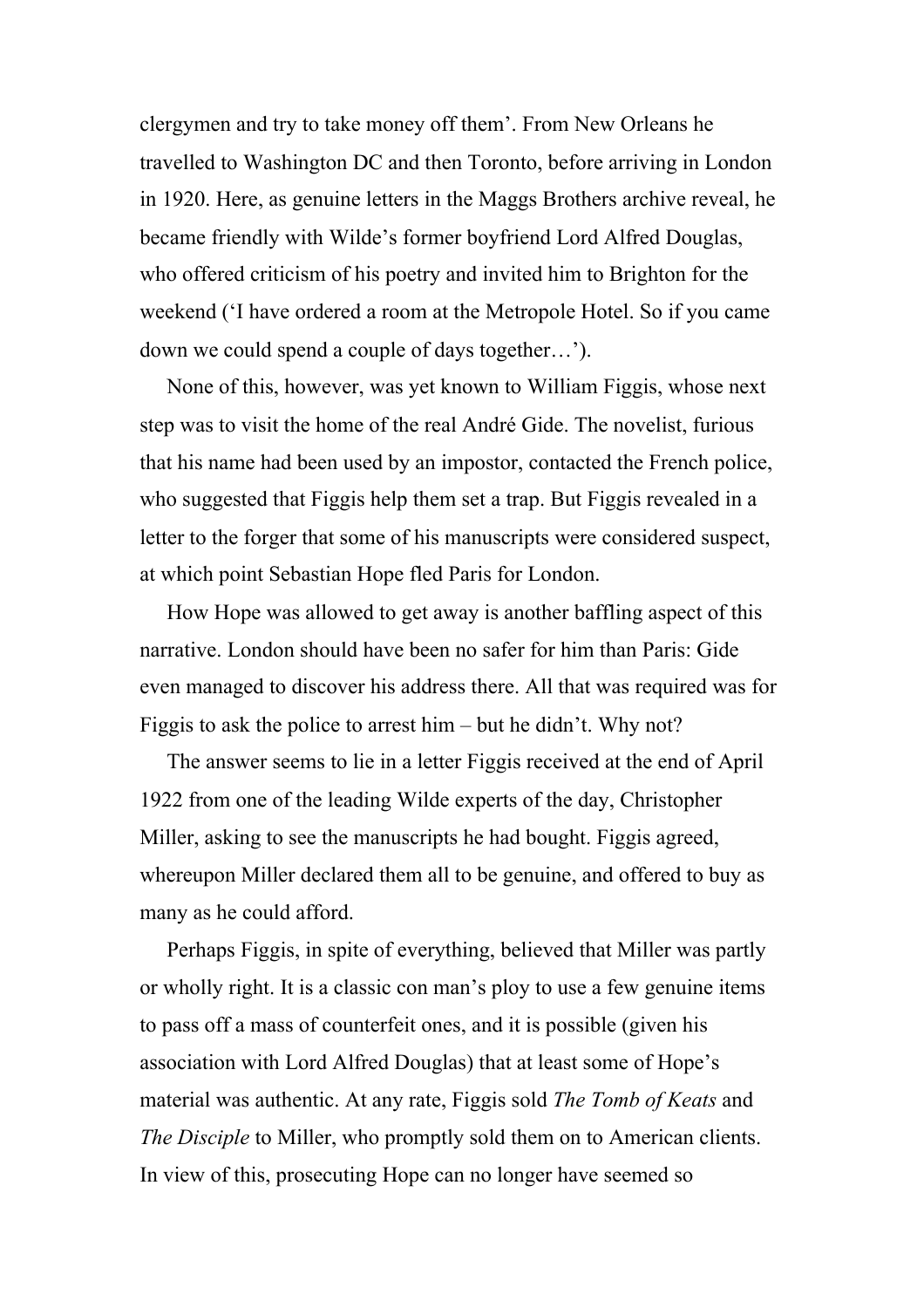clergymen and try to take money off them'. From New Orleans he travelled to Washington DC and then Toronto, before arriving in London in 1920. Here, as genuine letters in the Maggs Brothers archive reveal, he became friendly with Wilde's former boyfriend Lord Alfred Douglas, who offered criticism of his poetry and invited him to Brighton for the weekend ('I have ordered a room at the Metropole Hotel. So if you came down we could spend a couple of days together…').

None of this, however, was yet known to William Figgis, whose next step was to visit the home of the real André Gide. The novelist, furious that his name had been used by an impostor, contacted the French police, who suggested that Figgis help them set a trap. But Figgis revealed in a letter to the forger that some of his manuscripts were considered suspect, at which point Sebastian Hope fled Paris for London.

How Hope was allowed to get away is another baffling aspect of this narrative. London should have been no safer for him than Paris: Gide even managed to discover his address there. All that was required was for Figgis to ask the police to arrest him – but he didn't. Why not?

The answer seems to lie in a letter Figgis received at the end of April 1922 from one of the leading Wilde experts of the day, Christopher Miller, asking to see the manuscripts he had bought. Figgis agreed, whereupon Miller declared them all to be genuine, and offered to buy as many as he could afford.

Perhaps Figgis, in spite of everything, believed that Miller was partly or wholly right. It is a classic con man's ploy to use a few genuine items to pass off a mass of counterfeit ones, and it is possible (given his association with Lord Alfred Douglas) that at least some of Hope's material was authentic. At any rate, Figgis sold *The Tomb of Keats* and *The Disciple* to Miller, who promptly sold them on to American clients. In view of this, prosecuting Hope can no longer have seemed so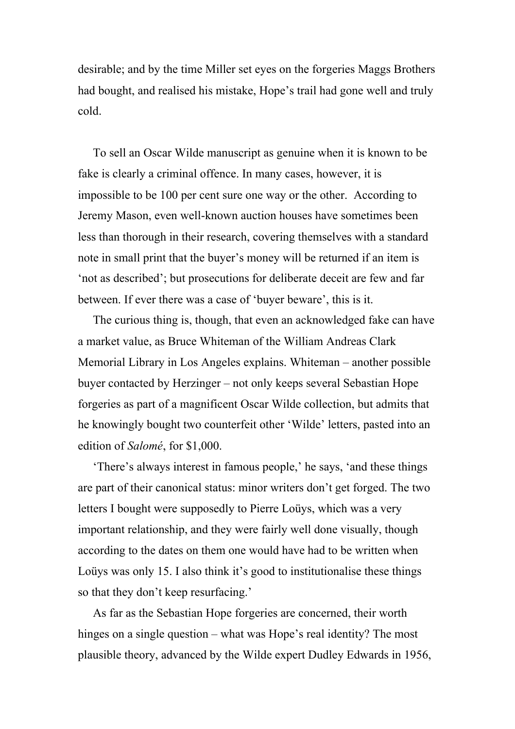desirable; and by the time Miller set eyes on the forgeries Maggs Brothers had bought, and realised his mistake, Hope's trail had gone well and truly cold.

To sell an Oscar Wilde manuscript as genuine when it is known to be fake is clearly a criminal offence. In many cases, however, it is impossible to be 100 per cent sure one way or the other. According to Jeremy Mason, even well-known auction houses have sometimes been less than thorough in their research, covering themselves with a standard note in small print that the buyer's money will be returned if an item is 'not as described'; but prosecutions for deliberate deceit are few and far between. If ever there was a case of 'buyer beware', this is it.

The curious thing is, though, that even an acknowledged fake can have a market value, as Bruce Whiteman of the William Andreas Clark Memorial Library in Los Angeles explains. Whiteman – another possible buyer contacted by Herzinger – not only keeps several Sebastian Hope forgeries as part of a magnificent Oscar Wilde collection, but admits that he knowingly bought two counterfeit other 'Wilde' letters, pasted into an edition of *Salomé*, for $1,000.

'There's always interest in famous people,' he says, 'and these things are part of their canonical status: minor writers don't get forged. The two letters I bought were supposedly to Pierre Loüys, which was a very important relationship, and they were fairly well done visually, though according to the dates on them one would have had to be written when Loüys was only 15. I also think it's good to institutionalise these things so that they don't keep resurfacing.'

As far as the Sebastian Hope forgeries are concerned, their worth hinges on a single question – what was Hope's real identity? The most plausible theory, advanced by the Wilde expert Dudley Edwards in 1956,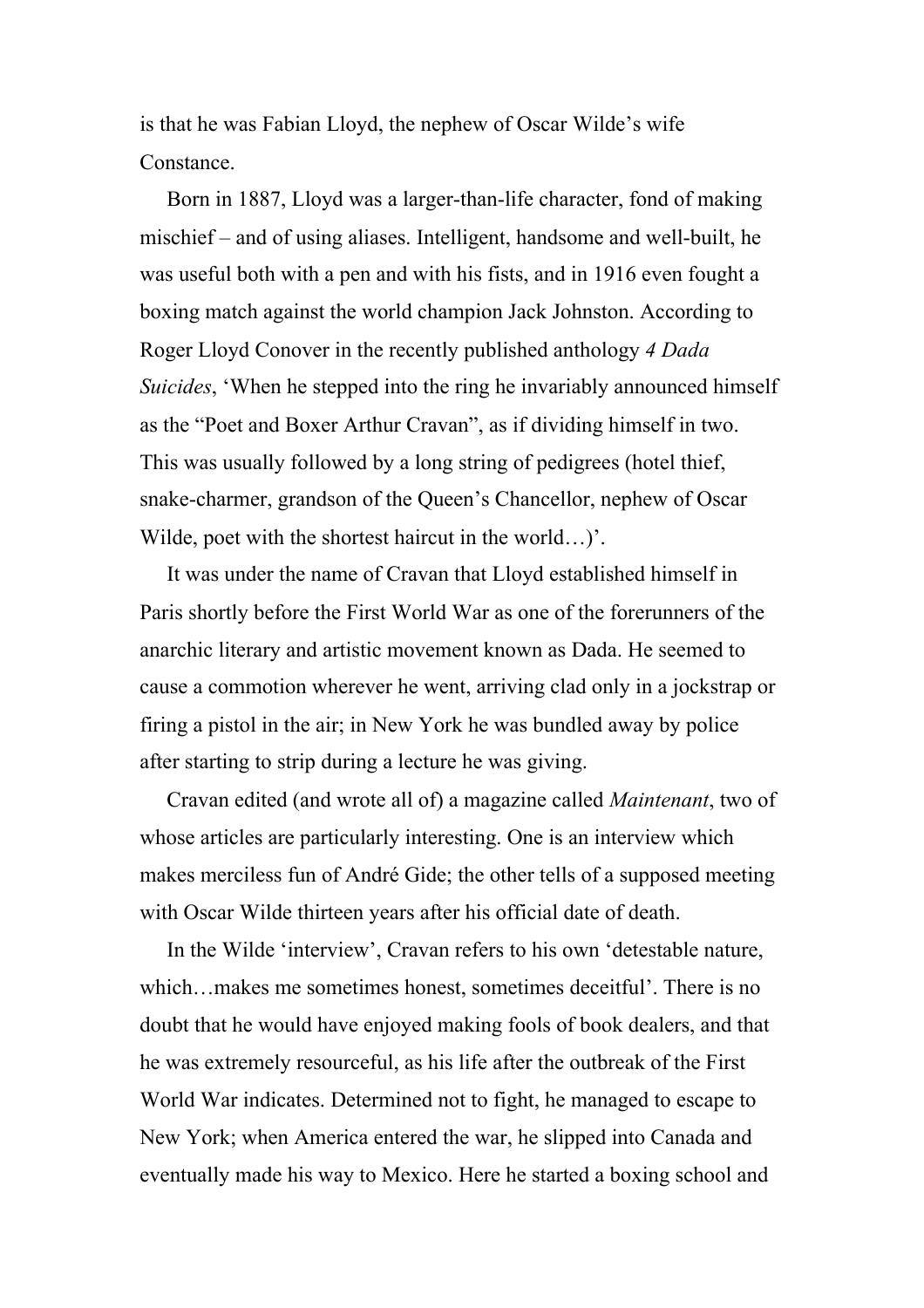is that he was Fabian Lloyd, the nephew of Oscar Wilde's wife Constance.

Born in 1887, Lloyd was a larger-than-life character, fond of making mischief – and of using aliases. Intelligent, handsome and well-built, he was useful both with a pen and with his fists, and in 1916 even fought a boxing match against the world champion Jack Johnston. According to Roger Lloyd Conover in the recently published anthology *4 Dada Suicides*, 'When he stepped into the ring he invariably announced himself as the "Poet and Boxer Arthur Cravan", as if dividing himself in two. This was usually followed by a long string of pedigrees (hotel thief, snake-charmer, grandson of the Queen's Chancellor, nephew of Oscar Wilde, poet with the shortest haircut in the world…)'.

It was under the name of Cravan that Lloyd established himself in Paris shortly before the First World War as one of the forerunners of the anarchic literary and artistic movement known as Dada. He seemed to cause a commotion wherever he went, arriving clad only in a jockstrap or firing a pistol in the air; in New York he was bundled away by police after starting to strip during a lecture he was giving.

Cravan edited (and wrote all of) a magazine called *Maintenant*, two of whose articles are particularly interesting. One is an interview which makes merciless fun of André Gide; the other tells of a supposed meeting with Oscar Wilde thirteen years after his official date of death.

In the Wilde 'interview', Cravan refers to his own 'detestable nature, which…makes me sometimes honest, sometimes deceitful'. There is no doubt that he would have enjoyed making fools of book dealers, and that he was extremely resourceful, as his life after the outbreak of the First World War indicates. Determined not to fight, he managed to escape to New York; when America entered the war, he slipped into Canada and eventually made his way to Mexico. Here he started a boxing school and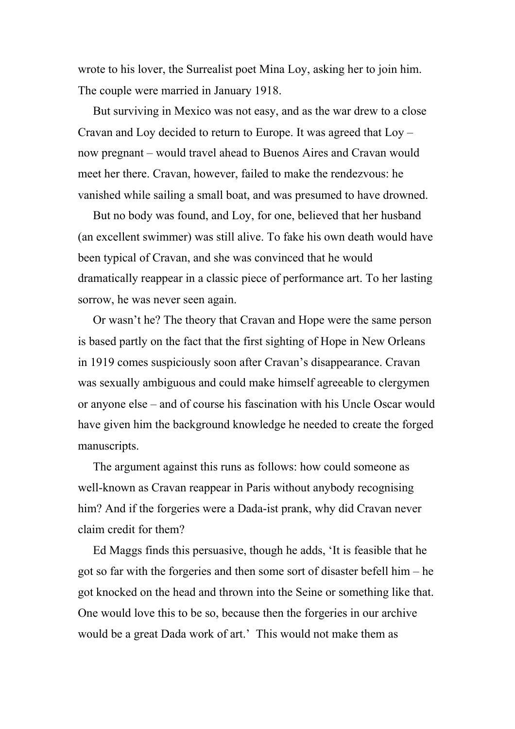wrote to his lover, the Surrealist poet Mina Loy, asking her to join him. The couple were married in January 1918.

But surviving in Mexico was not easy, and as the war drew to a close Cravan and Loy decided to return to Europe. It was agreed that Loy – now pregnant – would travel ahead to Buenos Aires and Cravan would meet her there. Cravan, however, failed to make the rendezvous: he vanished while sailing a small boat, and was presumed to have drowned.

But no body was found, and Loy, for one, believed that her husband (an excellent swimmer) was still alive. To fake his own death would have been typical of Cravan, and she was convinced that he would dramatically reappear in a classic piece of performance art. To her lasting sorrow, he was never seen again.

Or wasn't he? The theory that Cravan and Hope were the same person is based partly on the fact that the first sighting of Hope in New Orleans in 1919 comes suspiciously soon after Cravan's disappearance. Cravan was sexually ambiguous and could make himself agreeable to clergymen or anyone else – and of course his fascination with his Uncle Oscar would have given him the background knowledge he needed to create the forged manuscripts.

The argument against this runs as follows: how could someone as well-known as Cravan reappear in Paris without anybody recognising him? And if the forgeries were a Dada-ist prank, why did Cravan never claim credit for them?

Ed Maggs finds this persuasive, though he adds, 'It is feasible that he got so far with the forgeries and then some sort of disaster befell him – he got knocked on the head and thrown into the Seine or something like that. One would love this to be so, because then the forgeries in our archive would be a great Dada work of art.' This would not make them as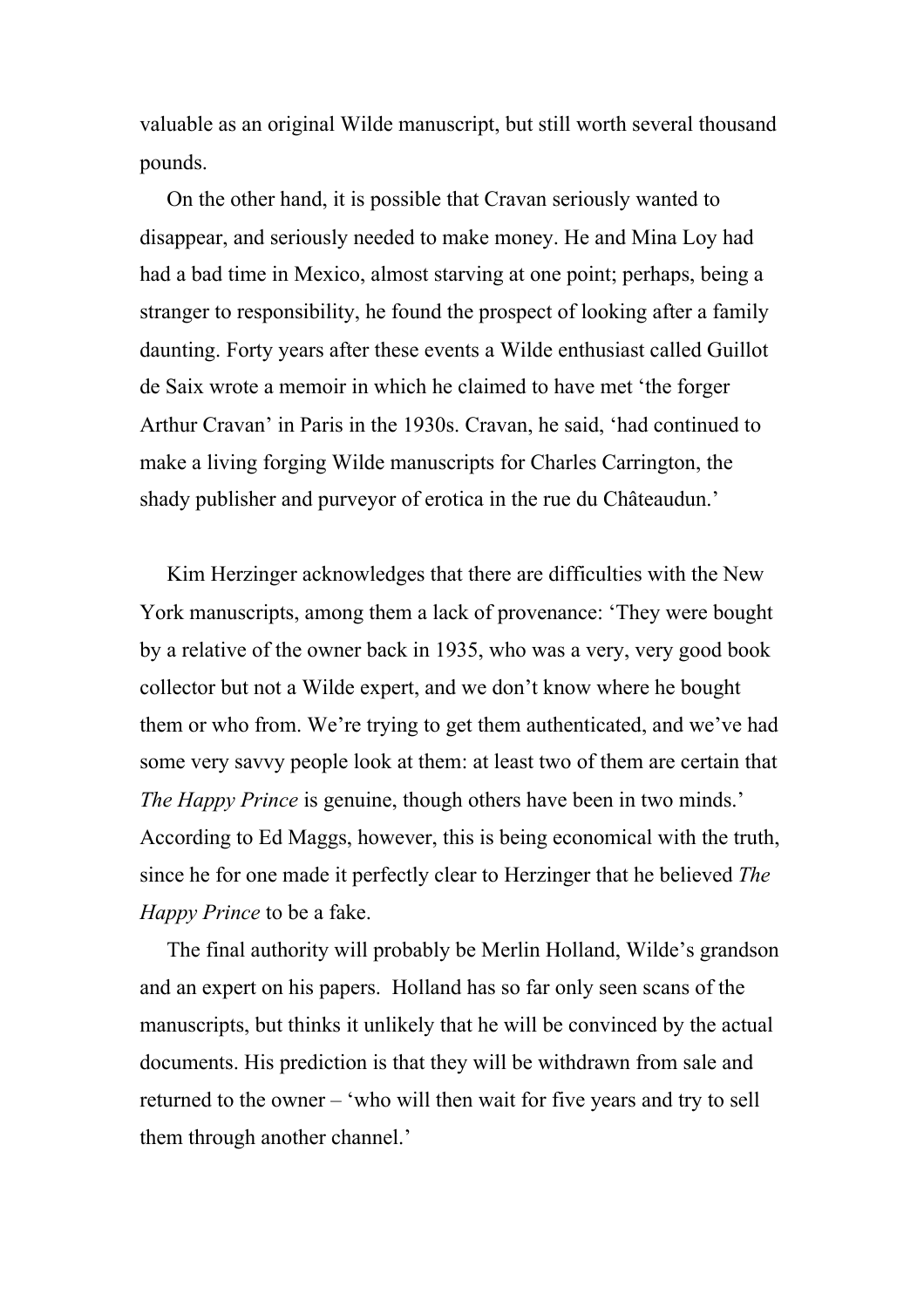valuable as an original Wilde manuscript, but still worth several thousand pounds.

On the other hand, it is possible that Cravan seriously wanted to disappear, and seriously needed to make money. He and Mina Loy had had a bad time in Mexico, almost starving at one point; perhaps, being a stranger to responsibility, he found the prospect of looking after a family daunting. Forty years after these events a Wilde enthusiast called Guillot de Saix wrote a memoir in which he claimed to have met 'the forger Arthur Cravan' in Paris in the 1930s. Cravan, he said, 'had continued to make a living forging Wilde manuscripts for Charles Carrington, the shady publisher and purveyor of erotica in the rue du Châteaudun.'

Kim Herzinger acknowledges that there are difficulties with the New York manuscripts, among them a lack of provenance: 'They were bought by a relative of the owner back in 1935, who was a very, very good book collector but not a Wilde expert, and we don't know where he bought them or who from. We're trying to get them authenticated, and we've had some very savvy people look at them: at least two of them are certain that *The Happy Prince* is genuine, though others have been in two minds.' According to Ed Maggs, however, this is being economical with the truth, since he for one made it perfectly clear to Herzinger that he believed *The Happy Prince* to be a fake.

The final authority will probably be Merlin Holland, Wilde's grandson and an expert on his papers. Holland has so far only seen scans of the manuscripts, but thinks it unlikely that he will be convinced by the actual documents. His prediction is that they will be withdrawn from sale and returned to the owner – 'who will then wait for five years and try to sell them through another channel.'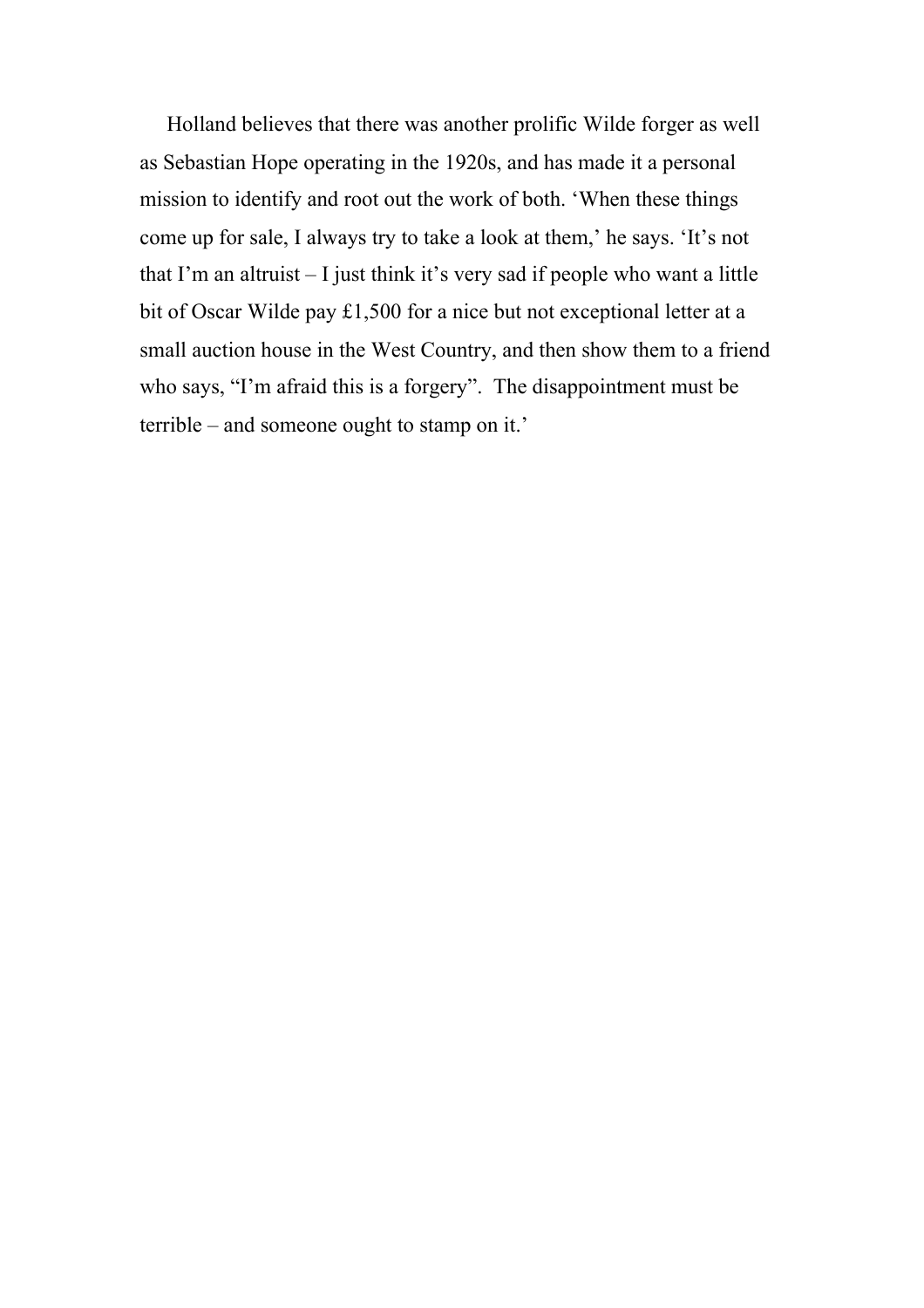Holland believes that there was another prolific Wilde forger as well as Sebastian Hope operating in the 1920s, and has made it a personal mission to identify and root out the work of both. ‘When these things come up for sale, I always try to take a look at them,’ he says. ‘It’s not that I’m an altruist – I just think it’s very sad if people who want a little bit of Oscar Wilde pay £1,500 for a nice but not exceptional letter at a small auction house in the West Country, and then show them to a friend who says, “I’m afraid this is a forgery”. The disappointment must be terrible – and someone ought to stamp on it.’